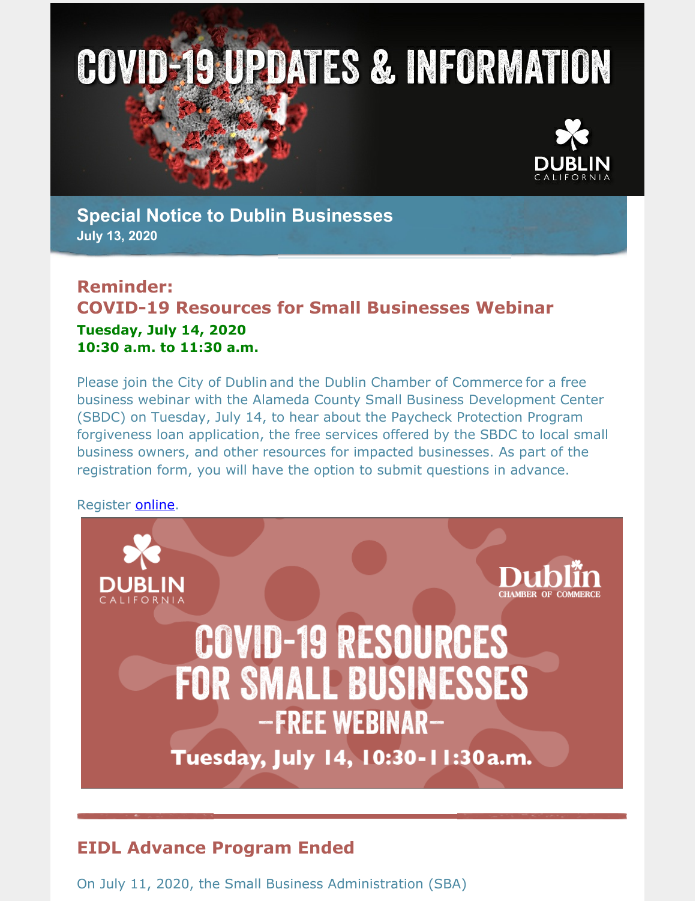# COVID-19 UPDATES & INFORMATION

DUBLIN CALIFORNIA

## Special Notice to Dublin Businesses

**July 13, 2020**

## Reminder: COVID-19 Resources for Small Businesses Webinar

**Tuesday, July 14, 2020**
**10:30 a.m. to 11:30 a.m.**

Please join the City of Dublin and the Dublin Chamber of Commerce for a free business webinar with the Alameda County Small Business Development Center (SBDC) on Tuesday, July 14, to hear about the Paycheck Protection Program forgiveness loan application, the free services offered by the SBDC to local small business owners, and other resources for impacted businesses. As part of the registration form, you will have the option to submit questions in advance.

Register online.

DUBLIN CALIFORNIA

Dublin CHAMBER OF COMMERCE

COVID-19 RESOURCES FOR SMALL BUSINESSES

–FREE WEBINAR–

Tuesday, July 14, 10:30-11:30a.m.

## EIDL Advance Program Ended

On July 11, 2020, the Small Business Administration (SBA)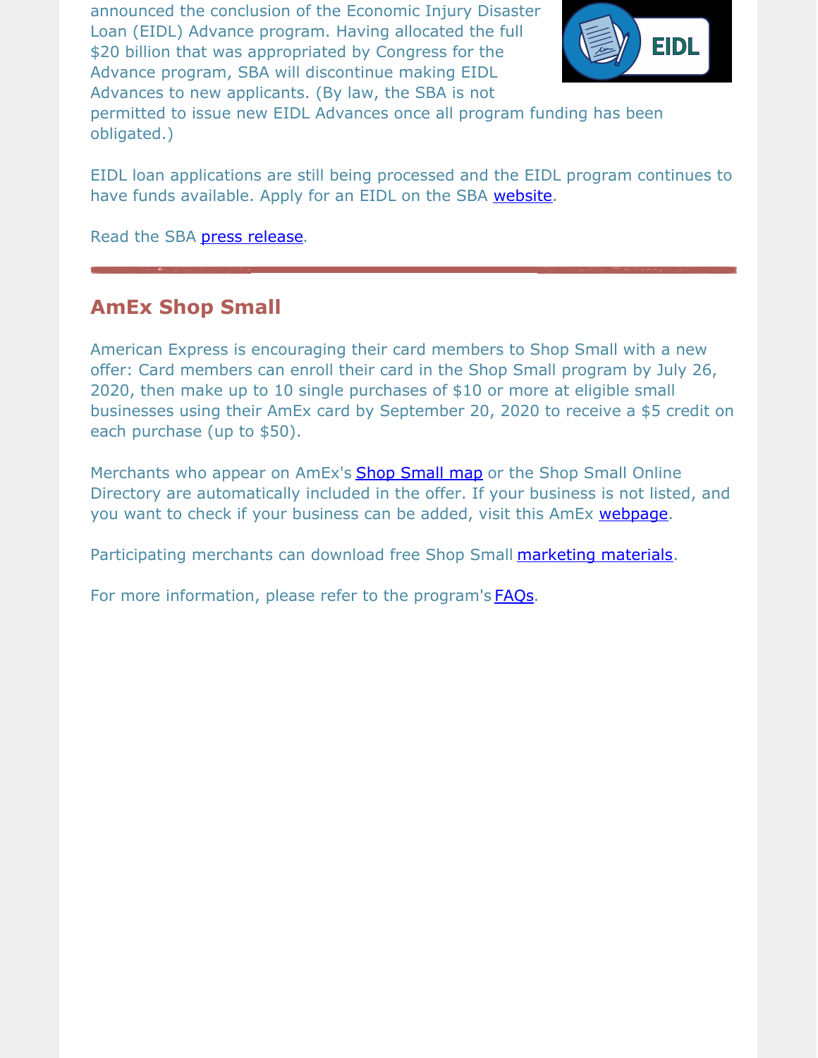announced the conclusion of the Economic Injury Disaster Loan (EIDL) Advance program. Having allocated the full $20 billion that was appropriated by Congress for the Advance program, SBA will discontinue making EIDL Advances to new applicants. (By law, the SBA is not permitted to issue new EIDL Advances once all program funding has been obligated.)

EIDL loan applications are still being processed and the EIDL program continues to have funds available. Apply for an EIDL on the SBA website.

Read the SBA press release.

---

## AmEx Shop Small

American Express is encouraging their card members to Shop Small with a new offer: Card members can enroll their card in the Shop Small program by July 26, 2020, then make up to 10 single purchases of $10 or more at eligible small businesses using their AmEx card by September 20, 2020 to receive a $5 credit on each purchase (up to $50).

Merchants who appear on AmEx's Shop Small map or the Shop Small Online Directory are automatically included in the offer. If your business is not listed, and you want to check if your business can be added, visit this AmEx webpage.

Participating merchants can download free Shop Small marketing materials.

For more information, please refer to the program's FAQs.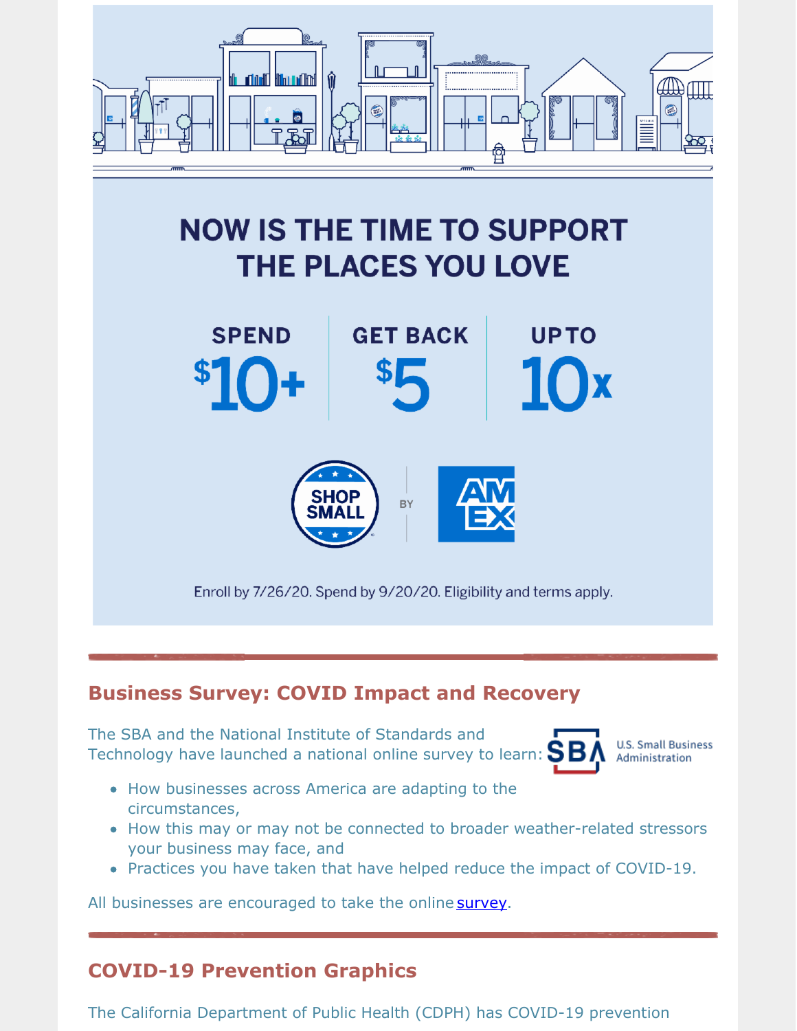# NOW IS THE TIME TO SUPPORT THE PLACES YOU LOVE

**SPEND** $10+ | **GET BACK** $5 | **UP TO** 10x

SHOP SMALL BY AMEX

Enroll by 7/26/20. Spend by 9/20/20. Eligibility and terms apply.

---

## Business Survey: COVID Impact and Recovery

The SBA and the National Institute of Standards and Technology have launched a national online survey to learn:

U.S. Small Business Administration

- How businesses across America are adapting to the circumstances,
- How this may or may not be connected to broader weather-related stressors your business may face, and
- Practices you have taken that have helped reduce the impact of COVID-19.

All businesses are encouraged to take the online survey.

---

## COVID-19 Prevention Graphics

The California Department of Public Health (CDPH) has COVID-19 prevention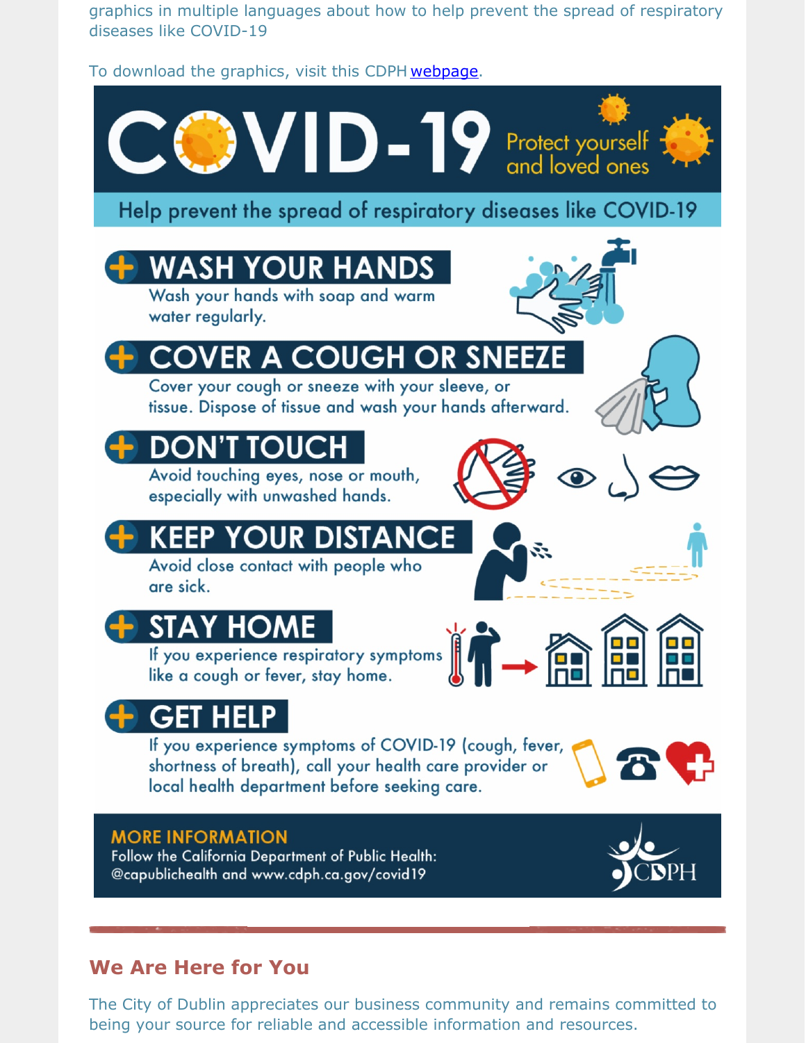graphics in multiple languages about how to help prevent the spread of respiratory diseases like COVID-19

To download the graphics, visit this CDPH webpage.

# COVID-19

Protect yourself and loved ones

Help prevent the spread of respiratory diseases like COVID-19

## WASH YOUR HANDS

Wash your hands with soap and warm water regularly.

## COVER A COUGH OR SNEEZE

Cover your cough or sneeze with your sleeve, or tissue. Dispose of tissue and wash your hands afterward.

## DON'T TOUCH

Avoid touching eyes, nose or mouth, especially with unwashed hands.

## KEEP YOUR DISTANCE

Avoid close contact with people who are sick.

## STAY HOME

If you experience respiratory symptoms like a cough or fever, stay home.

## GET HELP

If you experience symptoms of COVID-19 (cough, fever, shortness of breath), call your health care provider or local health department before seeking care.

**MORE INFORMATION**

Follow the California Department of Public Health: @capublichealth and www.cdph.ca.gov/covid19

CDPH

## We Are Here for You

The City of Dublin appreciates our business community and remains committed to being your source for reliable and accessible information and resources.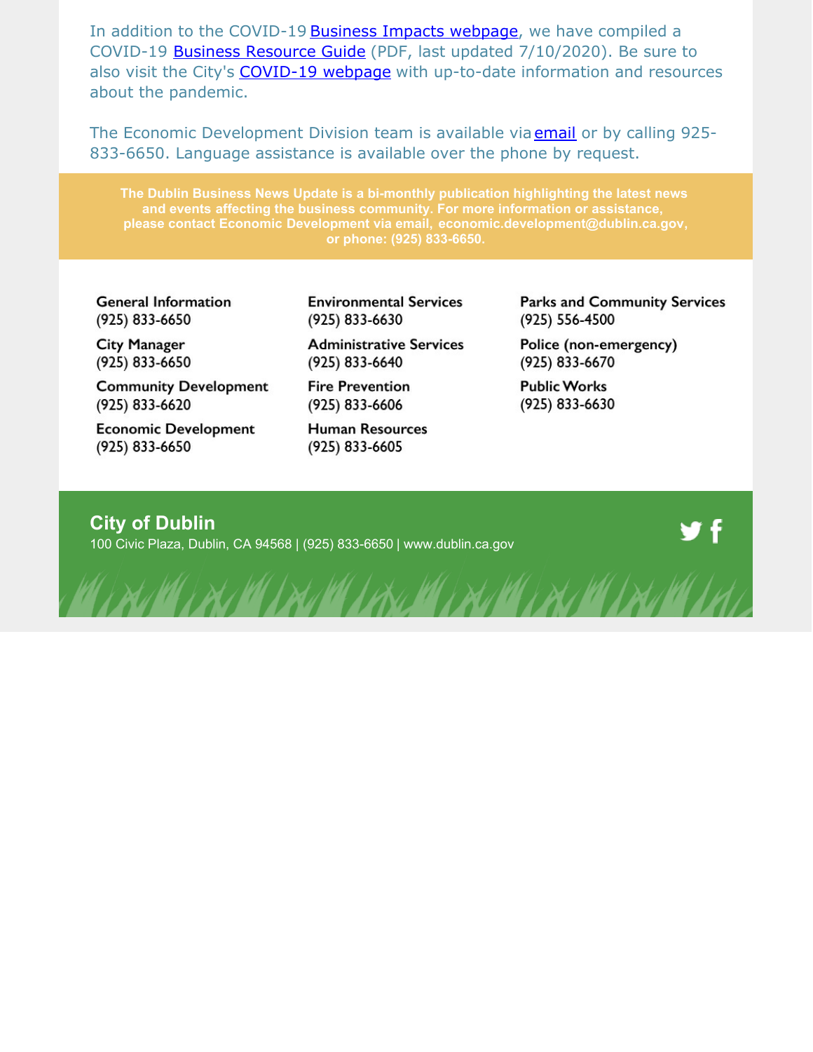In addition to the COVID-19 Business Impacts webpage, we have compiled a COVID-19 Business Resource Guide (PDF, last updated 7/10/2020). Be sure to also visit the City's COVID-19 webpage with up-to-date information and resources about the pandemic.

The Economic Development Division team is available via email or by calling 925-833-6650. Language assistance is available over the phone by request.

**The Dublin Business News Update is a bi-monthly publication highlighting the latest news and events affecting the business community. For more information or assistance, please contact Economic Development via email, economic.development@dublin.ca.gov, or phone: (925) 833-6650.**

**General Information**
(925) 833-6650

**City Manager**
(925) 833-6650

**Community Development**
(925) 833-6620

**Economic Development**
(925) 833-6650

**Environmental Services**
(925) 833-6630

**Administrative Services**
(925) 833-6640

**Fire Prevention**
(925) 833-6606

**Human Resources**
(925) 833-6605

**Parks and Community Services**
(925) 556-4500

**Police (non-emergency)**
(925) 833-6670

**Public Works**
(925) 833-6630

## City of Dublin

100 Civic Plaza, Dublin, CA 94568 | (925) 833-6650 | www.dublin.ca.gov